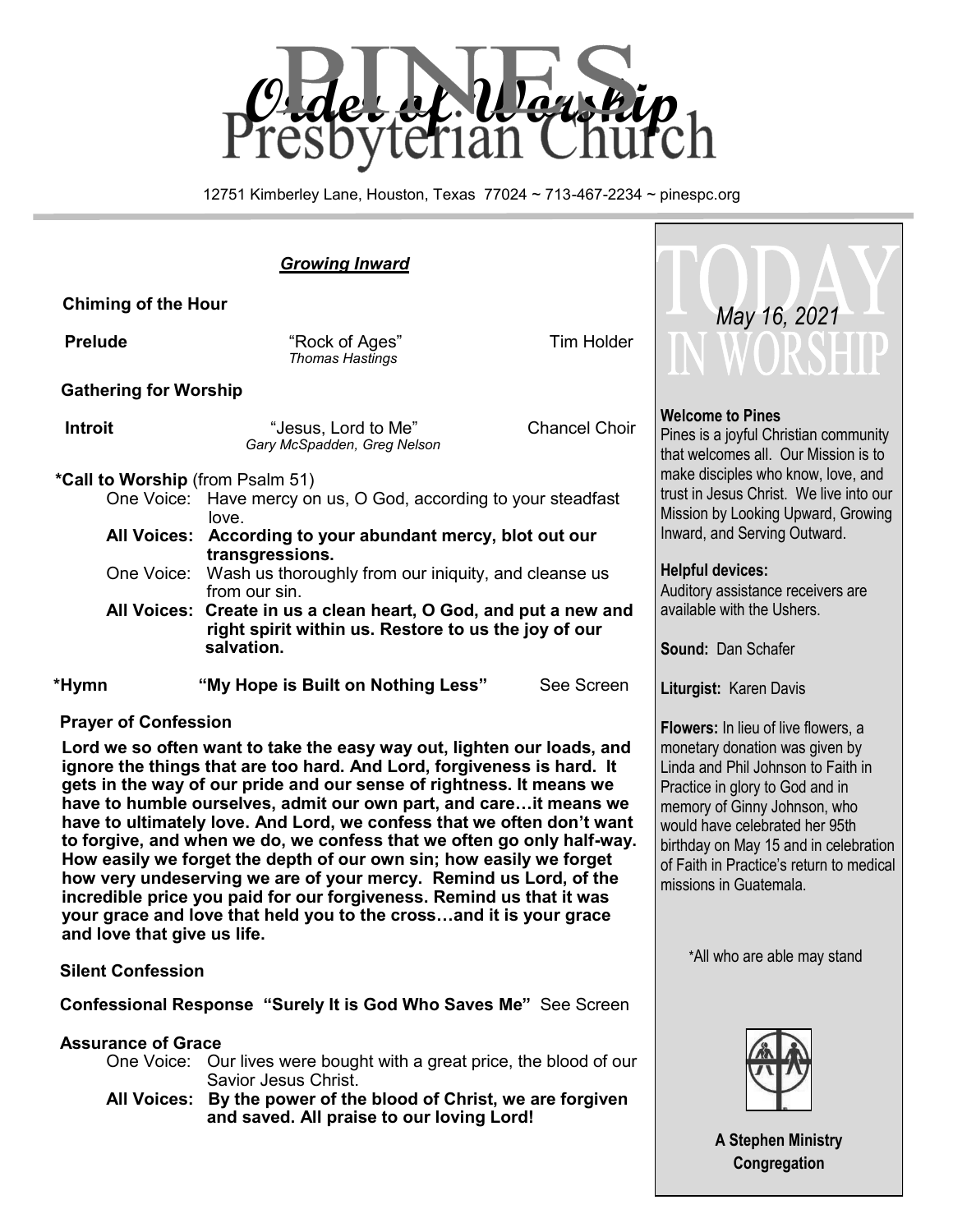# Pines Presbyterian Church

## *Order of Worship*

12751 Kimberley Lane, Houston, Texas 77024 ~ 713-467-2234 ~ pinespc.org

### ***Growing Inward***

**Chiming of the Hour**

**Prelude** "Rock of Ages" *Thomas Hastings* Tim Holder

**Gathering for Worship**

**Introit** "Jesus, Lord to Me" *Gary McSpadden, Greg Nelson* Chancel Choir

**\*Call to Worship** (from Psalm 51)

One Voice: Have mercy on us, O God, according to your steadfast love.

**All Voices: According to your abundant mercy, blot out our transgressions.**

One Voice: Wash us thoroughly from our iniquity, and cleanse us from our sin.

**All Voices: Create in us a clean heart, O God, and put a new and right spirit within us. Restore to us the joy of our salvation.**

**\*Hymn "My Hope is Built on Nothing Less"** See Screen

**Prayer of Confession**

**Lord we so often want to take the easy way out, lighten our loads, and ignore the things that are too hard. And Lord, forgiveness is hard. It gets in the way of our pride and our sense of rightness. It means we have to humble ourselves, admit our own part, and care…it means we have to ultimately love. And Lord, we confess that we often don't want to forgive, and when we do, we confess that we often go only half-way. How easily we forget the depth of our own sin; how easily we forget how very undeserving we are of your mercy. Remind us Lord, of the incredible price you paid for our forgiveness. Remind us that it was your grace and love that held you to the cross…and it is your grace and love that give us life.**

**Silent Confession**

**Confessional Response "Surely It is God Who Saves Me"** See Screen

**Assurance of Grace**

One Voice: Our lives were bought with a great price, the blood of our Savior Jesus Christ.

**All Voices: By the power of the blood of Christ, we are forgiven and saved. All praise to our loving Lord!**

---

## TODAY IN WORSHIP

*May 16, 2021*

**Welcome to Pines**

Pines is a joyful Christian community that welcomes all. Our Mission is to make disciples who know, love, and trust in Jesus Christ. We live into our Mission by Looking Upward, Growing Inward, and Serving Outward.

**Helpful devices:**
Auditory assistance receivers are available with the Ushers.

**Sound:** Dan Schafer

**Liturgist:** Karen Davis

**Flowers:** In lieu of live flowers, a monetary donation was given by Linda and Phil Johnson to Faith in Practice in glory to God and in memory of Ginny Johnson, who would have celebrated her 95th birthday on May 15 and in celebration of Faith in Practice's return to medical missions in Guatemala.

\*All who are able may stand

**A Stephen Ministry Congregation**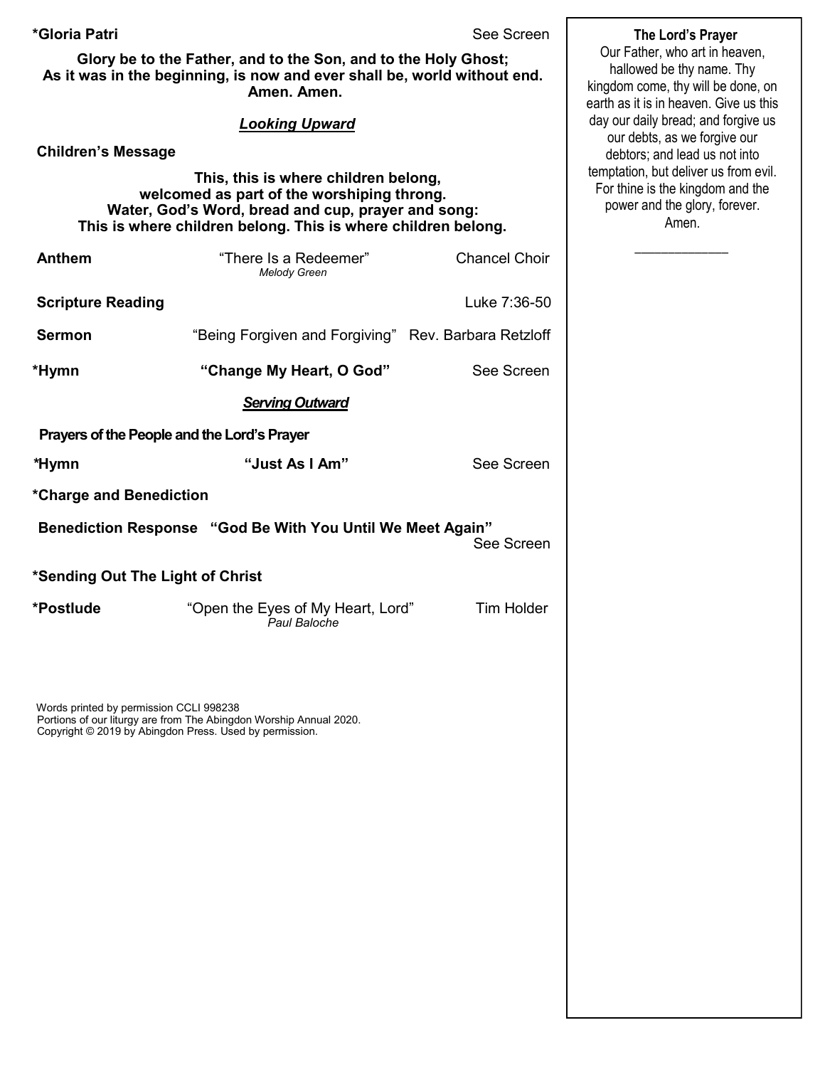**\*Gloria Patri** See Screen

**Glory be to the Father, and to the Son, and to the Holy Ghost;**
**As it was in the beginning, is now and ever shall be, world without end.**
**Amen. Amen.**

***Looking Upward***

**Children's Message**

**This, this is where children belong,**
**welcomed as part of the worshiping throng.**
**Water, God's Word, bread and cup, prayer and song:**
**This is where children belong. This is where children belong.**

**Anthem** "There Is a Redeemer" Chancel Choir
*Melody Green*

**Scripture Reading** Luke 7:36-50

**Sermon** "Being Forgiven and Forgiving" Rev. Barbara Retzloff

**\*Hymn** **"Change My Heart, O God"** See Screen

***Serving Outward***

**Prayers of the People and the Lord's Prayer**

**\*Hymn** **"Just As I Am"** See Screen

**\*Charge and Benediction**

**Benediction Response "God Be With You Until We Meet Again"** See Screen

**\*Sending Out The Light of Christ**

**\*Postlude** "Open the Eyes of My Heart, Lord" Tim Holder
*Paul Baloche*

Words printed by permission CCLI 998238
Portions of our liturgy are from The Abingdon Worship Annual 2020.
Copyright © 2019 by Abingdon Press. Used by permission.

**The Lord's Prayer**

Our Father, who art in heaven, hallowed be thy name. Thy kingdom come, thy will be done, on earth as it is in heaven. Give us this day our daily bread; and forgive us our debts, as we forgive our debtors; and lead us not into temptation, but deliver us from evil. For thine is the kingdom and the power and the glory, forever. Amen.

\_\_\_\_\_\_\_\_\_\_\_\_\_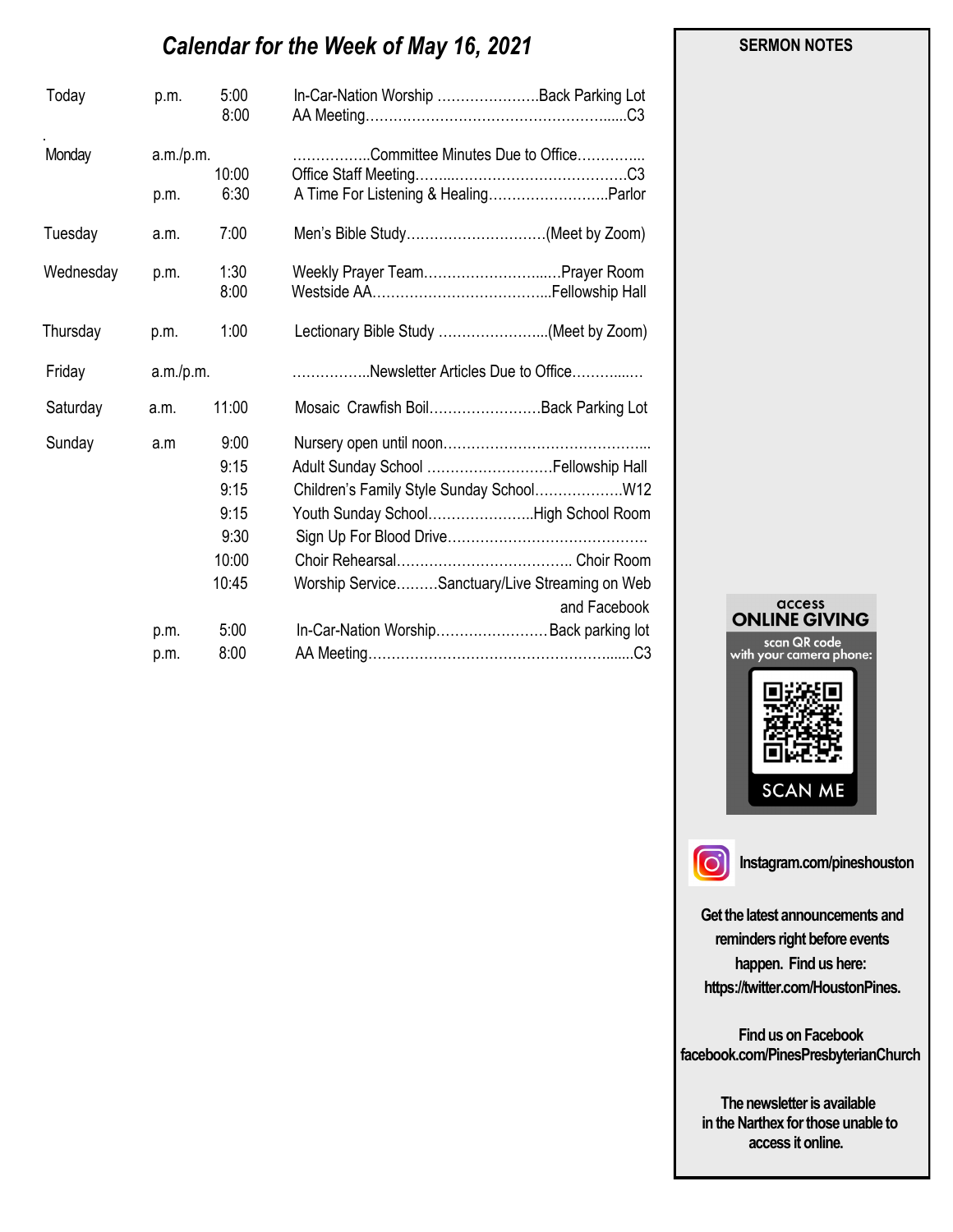# *Calendar for the Week of May 16, 2021*

| Day | | Time | Event | Location |
|---|---|---|---|---|
| Today | p.m. | 5:00 | In-Car-Nation Worship | Back Parking Lot |
| | | 8:00 | AA Meeting | C3 |
| Monday | a.m./p.m. | | Committee Minutes Due to Office | |
| | | 10:00 | Office Staff Meeting | C3 |
| | p.m. | 6:30 | A Time For Listening & Healing | Parlor |
| Tuesday | a.m. | 7:00 | Men's Bible Study | (Meet by Zoom) |
| Wednesday | p.m. | 1:30 | Weekly Prayer Team | Prayer Room |
| | | 8:00 | Westside AA | Fellowship Hall |
| Thursday | p.m. | 1:00 | Lectionary Bible Study | (Meet by Zoom) |
| Friday | a.m./p.m. | | Newsletter Articles Due to Office | |
| Saturday | a.m. | 11:00 | Mosaic Crawfish Boil | Back Parking Lot |
| Sunday | a.m | 9:00 | Nursery open until noon | |
| | | 9:15 | Adult Sunday School | Fellowship Hall |
| | | 9:15 | Children's Family Style Sunday School | W12 |
| | | 9:15 | Youth Sunday School | High School Room |
| | | 9:30 | Sign Up For Blood Drive | |
| | | 10:00 | Choir Rehearsal | Choir Room |
| | | 10:45 | Worship Service | Sanctuary/Live Streaming on Web and Facebook |
| | p.m. | 5:00 | In-Car-Nation Worship | Back parking lot |
| | p.m. | 8:00 | AA Meeting | C3 |

**SERMON NOTES**

access
**ONLINE GIVING**
scan QR code
with your camera phone:

SCAN ME

**Instagram.com/pineshouston**

**Get the latest announcements and reminders right before events happen. Find us here: https://twitter.com/HoustonPines.**

**Find us on Facebook**
**facebook.com/PinesPresbyterianChurch**

**The newsletter is available in the Narthex for those unable to access it online.**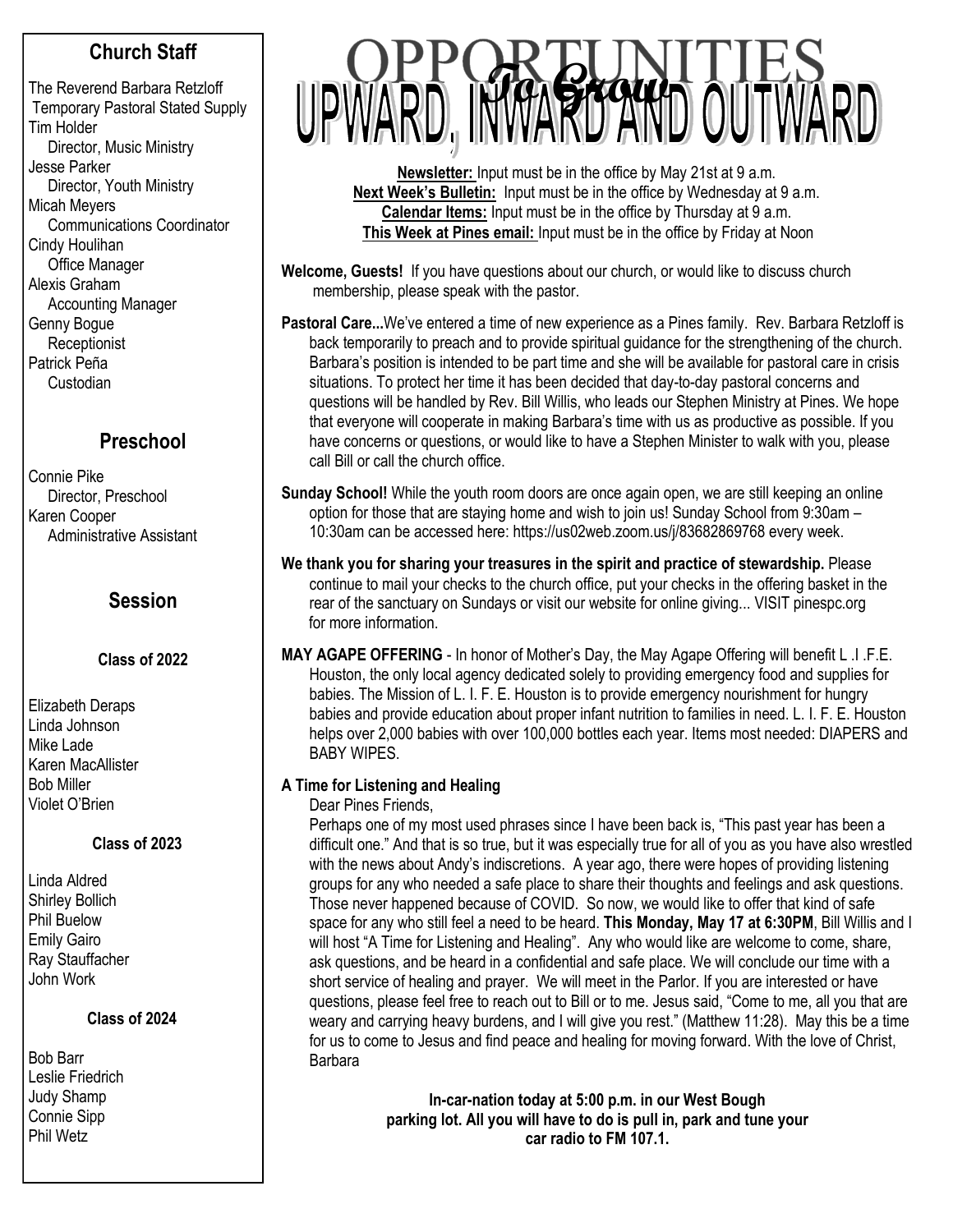## Church Staff

The Reverend Barbara Retzloff
Temporary Pastoral Stated Supply
Tim Holder
Director, Music Ministry
Jesse Parker
Director, Youth Ministry
Micah Meyers
Communications Coordinator
Cindy Houlihan
Office Manager
Alexis Graham
Accounting Manager
Genny Bogue
Receptionist
Patrick Peña
Custodian

## Preschool

Connie Pike
Director, Preschool
Karen Cooper
Administrative Assistant

## Session

### Class of 2022

Elizabeth Deraps
Linda Johnson
Mike Lade
Karen MacAllister
Bob Miller
Violet O'Brien

### Class of 2023

Linda Aldred
Shirley Bollich
Phil Buelow
Emily Gairo
Ray Stauffacher
John Work

### Class of 2024

Bob Barr
Leslie Friedrich
Judy Shamp
Connie Sipp
Phil Wetz

# OPPORTUNITIES To Grow UPWARD, INWARD AND OUTWARD

**Newsletter:** Input must be in the office by May 21st at 9 a.m.
**Next Week's Bulletin:** Input must be in the office by Wednesday at 9 a.m.
**Calendar Items:** Input must be in the office by Thursday at 9 a.m.
**This Week at Pines email:** Input must be in the office by Friday at Noon

**Welcome, Guests!** If you have questions about our church, or would like to discuss church membership, please speak with the pastor.

**Pastoral Care...**We've entered a time of new experience as a Pines family. Rev. Barbara Retzloff is back temporarily to preach and to provide spiritual guidance for the strengthening of the church. Barbara's position is intended to be part time and she will be available for pastoral care in crisis situations. To protect her time it has been decided that day-to-day pastoral concerns and questions will be handled by Rev. Bill Willis, who leads our Stephen Ministry at Pines. We hope that everyone will cooperate in making Barbara's time with us as productive as possible. If you have concerns or questions, or would like to have a Stephen Minister to walk with you, please call Bill or call the church office.

**Sunday School!** While the youth room doors are once again open, we are still keeping an online option for those that are staying home and wish to join us! Sunday School from 9:30am – 10:30am can be accessed here: https://us02web.zoom.us/j/83682869768 every week.

**We thank you for sharing your treasures in the spirit and practice of stewardship.** Please continue to mail your checks to the church office, put your checks in the offering basket in the rear of the sanctuary on Sundays or visit our website for online giving... VISIT pinespc.org for more information.

**MAY AGAPE OFFERING** - In honor of Mother's Day, the May Agape Offering will benefit L .I .F.E. Houston, the only local agency dedicated solely to providing emergency food and supplies for babies. The Mission of L. I. F. E. Houston is to provide emergency nourishment for hungry babies and provide education about proper infant nutrition to families in need. L. I. F. E. Houston helps over 2,000 babies with over 100,000 bottles each year. Items most needed: DIAPERS and BABY WIPES.

**A Time for Listening and Healing**

Dear Pines Friends,

Perhaps one of my most used phrases since I have been back is, "This past year has been a difficult one." And that is so true, but it was especially true for all of you as you have also wrestled with the news about Andy's indiscretions. A year ago, there were hopes of providing listening groups for any who needed a safe place to share their thoughts and feelings and ask questions. Those never happened because of COVID. So now, we would like to offer that kind of safe space for any who still feel a need to be heard. **This Monday, May 17 at 6:30PM**, Bill Willis and I will host "A Time for Listening and Healing". Any who would like are welcome to come, share, ask questions, and be heard in a confidential and safe place. We will conclude our time with a short service of healing and prayer. We will meet in the Parlor. If you are interested or have questions, please feel free to reach out to Bill or to me. Jesus said, "Come to me, all you that are weary and carrying heavy burdens, and I will give you rest." (Matthew 11:28). May this be a time for us to come to Jesus and find peace and healing for moving forward. With the love of Christ,
Barbara

**In-car-nation today at 5:00 p.m. in our West Bough parking lot. All you will have to do is pull in, park and tune your car radio to FM 107.1.**